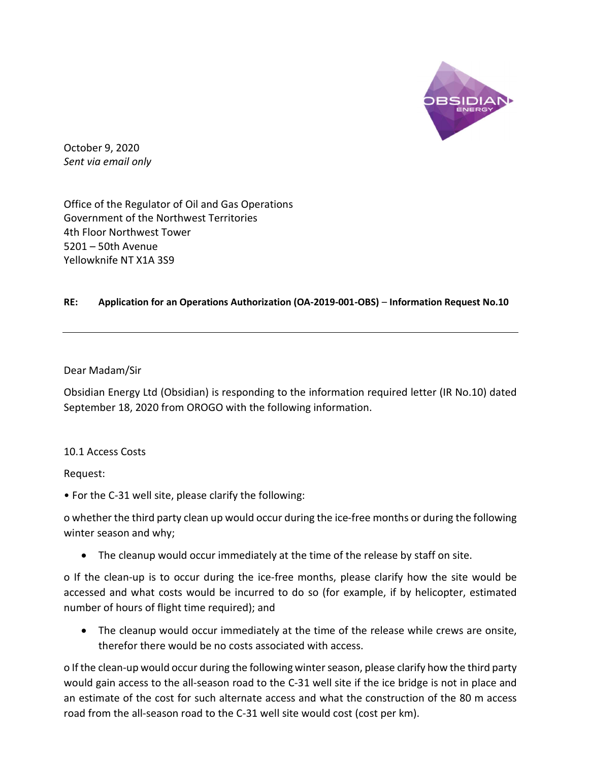October 9, 2020
*Sent via email only*

Office of the Regulator of Oil and Gas Operations
Government of the Northwest Territories
4th Floor Northwest Tower
5201 – 50th Avenue
Yellowknife NT X1A 3S9

**RE: Application for an Operations Authorization (OA-2019-001-OBS) – Information Request No.10**

---

Dear Madam/Sir

Obsidian Energy Ltd (Obsidian) is responding to the information required letter (IR No.10) dated September 18, 2020 from OROGO with the following information.

10.1 Access Costs

Request:

• For the C-31 well site, please clarify the following:

o whether the third party clean up would occur during the ice-free months or during the following winter season and why;

- The cleanup would occur immediately at the time of the release by staff on site.

o If the clean-up is to occur during the ice-free months, please clarify how the site would be accessed and what costs would be incurred to do so (for example, if by helicopter, estimated number of hours of flight time required); and

- The cleanup would occur immediately at the time of the release while crews are onsite, therefor there would be no costs associated with access.

o If the clean-up would occur during the following winter season, please clarify how the third party would gain access to the all-season road to the C-31 well site if the ice bridge is not in place and an estimate of the cost for such alternate access and what the construction of the 80 m access road from the all-season road to the C-31 well site would cost (cost per km).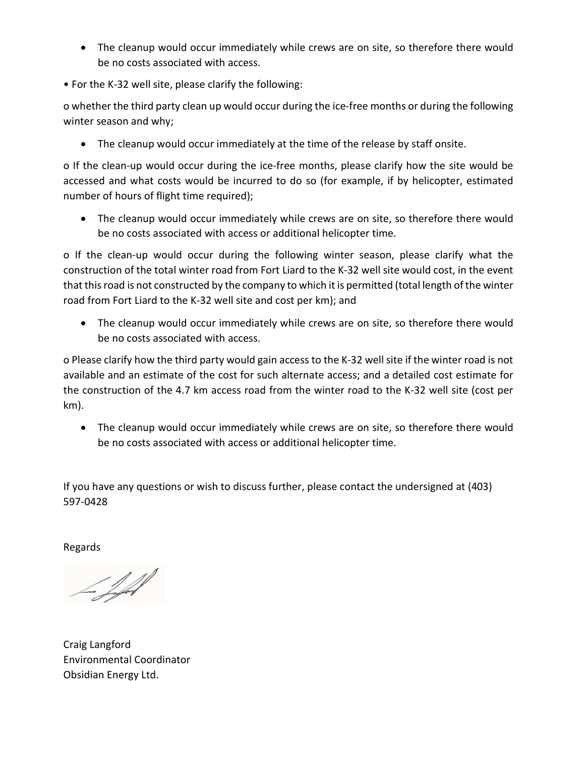- The cleanup would occur immediately while crews are on site, so therefore there would be no costs associated with access.

• For the K-32 well site, please clarify the following:

o whether the third party clean up would occur during the ice-free months or during the following winter season and why;

- The cleanup would occur immediately at the time of the release by staff onsite.

o If the clean-up would occur during the ice-free months, please clarify how the site would be accessed and what costs would be incurred to do so (for example, if by helicopter, estimated number of hours of flight time required);

- The cleanup would occur immediately while crews are on site, so therefore there would be no costs associated with access or additional helicopter time.

o If the clean-up would occur during the following winter season, please clarify what the construction of the total winter road from Fort Liard to the K-32 well site would cost, in the event that this road is not constructed by the company to which it is permitted (total length of the winter road from Fort Liard to the K-32 well site and cost per km); and

- The cleanup would occur immediately while crews are on site, so therefore there would be no costs associated with access.

o Please clarify how the third party would gain access to the K-32 well site if the winter road is not available and an estimate of the cost for such alternate access; and a detailed cost estimate for the construction of the 4.7 km access road from the winter road to the K-32 well site (cost per km).

- The cleanup would occur immediately while crews are on site, so therefore there would be no costs associated with access or additional helicopter time.

If you have any questions or wish to discuss further, please contact the undersigned at (403) 597-0428

Regards

Craig Langford
Environmental Coordinator
Obsidian Energy Ltd.